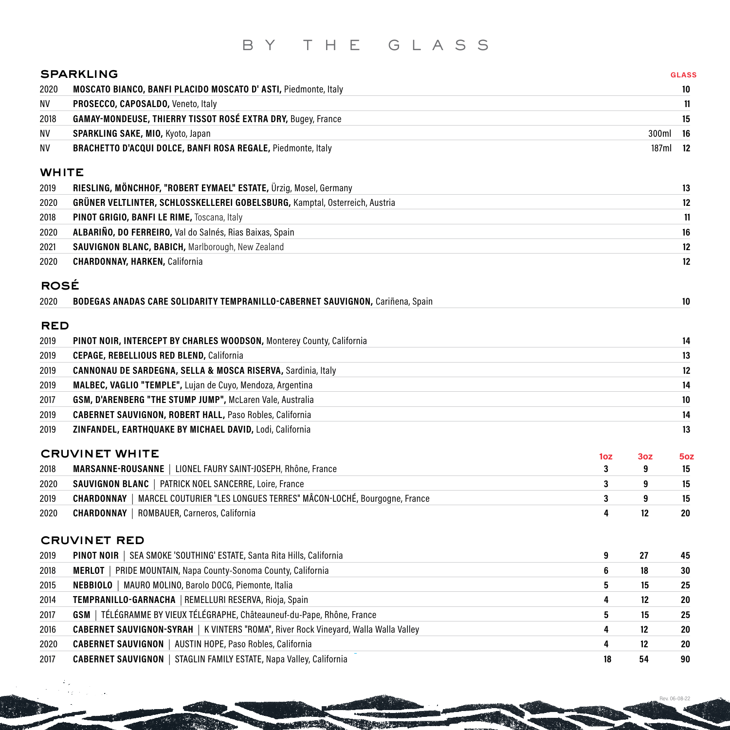# BY THE GLASS

## SPARKLING

| | | | GLASS |
|---|---|---|---|
| 2020 | **MOSCATO BIANCO, BANFI PLACIDO MOSCATO D' ASTI,** Piedmonte, Italy | | 10 |
| NV | **PROSECCO, CAPOSALDO,** Veneto, Italy | | 11 |
| 2018 | **GAMAY-MONDEUSE, THIERRY TISSOT ROSÉ EXTRA DRY,** Bugey, France | | 15 |
| NV | **SPARKLING SAKE, MIO,** Kyoto, Japan | 300ml | 16 |
| NV | **BRACHETTO D'ACQUI DOLCE, BANFI ROSA REGALE,** Piedmonte, Italy | 187ml | 12 |

## WHITE

| | | |
|---|---|---|
| 2019 | **RIESLING, MÖNCHHOF, "ROBERT EYMAEL" ESTATE,** Ürzig, Mosel, Germany | 13 |
| 2020 | **GRÜNER VELTLINTER, SCHLOSSKELLEREI GOBELSBURG,** Kamptal, Osterreich, Austria | 12 |
| 2018 | **PINOT GRIGIO, BANFI LE RIME,** Toscana, Italy | 11 |
| 2020 | **ALBARIÑO, DO FERREIRO,** Val do Salnés, Rias Baixas, Spain | 16 |
| 2021 | **SAUVIGNON BLANC, BABICH,** Marlborough, New Zealand | 12 |
| 2020 | **CHARDONNAY, HARKEN,** California | 12 |

## ROSÉ

| | | |
|---|---|---|
| 2020 | **BODEGAS ANADAS CARE SOLIDARITY TEMPRANILLO-CABERNET SAUVIGNON,** Cariñena, Spain | 10 |

## RED

| | | |
|---|---|---|
| 2019 | **PINOT NOIR, INTERCEPT BY CHARLES WOODSON,** Monterey County, California | 14 |
| 2019 | **CEPAGE, REBELLIOUS RED BLEND,** California | 13 |
| 2019 | **CANNONAU DE SARDEGNA, SELLA & MOSCA RISERVA,** Sardinia, Italy | 12 |
| 2019 | **MALBEC, VAGLIO "TEMPLE",** Lujan de Cuyo, Mendoza, Argentina | 14 |
| 2017 | **GSM, D'ARENBERG "THE STUMP JUMP",** McLaren Vale, Australia | 10 |
| 2019 | **CABERNET SAUVIGNON, ROBERT HALL,** Paso Robles, California | 14 |
| 2019 | **ZINFANDEL, EARTHQUAKE BY MICHAEL DAVID,** Lodi, California | 13 |

## CRUVINET WHITE

| | | 1oz | 3oz | 5oz |
|---|---|---|---|---|
| 2018 | **MARSANNE-ROUSANNE** \| LIONEL FAURY SAINT-JOSEPH, Rhône, France | 3 | 9 | 15 |
| 2020 | **SAUVIGNON BLANC** \| PATRICK NOEL SANCERRE, Loire, France | 3 | 9 | 15 |
| 2019 | **CHARDONNAY** \| MARCEL COUTURIER "LES LONGUES TERRES" MÂCON-LOCHÉ, Bourgogne, France | 3 | 9 | 15 |
| 2020 | **CHARDONNAY** \| ROMBAUER, Carneros, California | 4 | 12 | 20 |

## CRUVINET RED

| | | 1oz | 3oz | 5oz |
|---|---|---|---|---|
| 2019 | **PINOT NOIR** \| SEA SMOKE 'SOUTHING' ESTATE, Santa Rita Hills, California | 9 | 27 | 45 |
| 2018 | **MERLOT** \| PRIDE MOUNTAIN, Napa County-Sonoma County, California | 6 | 18 | 30 |
| 2015 | **NEBBIOLO** \| MAURO MOLINO, Barolo DOCG, Piemonte, Italia | 5 | 15 | 25 |
| 2014 | **TEMPRANILLO-GARNACHA** \| REMELLURI RESERVA, Rioja, Spain | 4 | 12 | 20 |
| 2017 | **GSM** \| TÉLÉGRAMME BY VIEUX TÉLÉGRAPHE, Châteauneuf-du-Pape, Rhône, France | 5 | 15 | 25 |
| 2016 | **CABERNET SAUVIGNON-SYRAH** \| K VINTERS "ROMA", River Rock Vineyard, Walla Walla Valley | 4 | 12 | 20 |
| 2020 | **CABERNET SAUVIGNON** \| AUSTIN HOPE, Paso Robles, California | 4 | 12 | 20 |
| 2017 | **CABERNET SAUVIGNON** \| STAGLIN FAMILY ESTATE, Napa Valley, California | 18 | 54 | 90 |

Rev. 06-08-22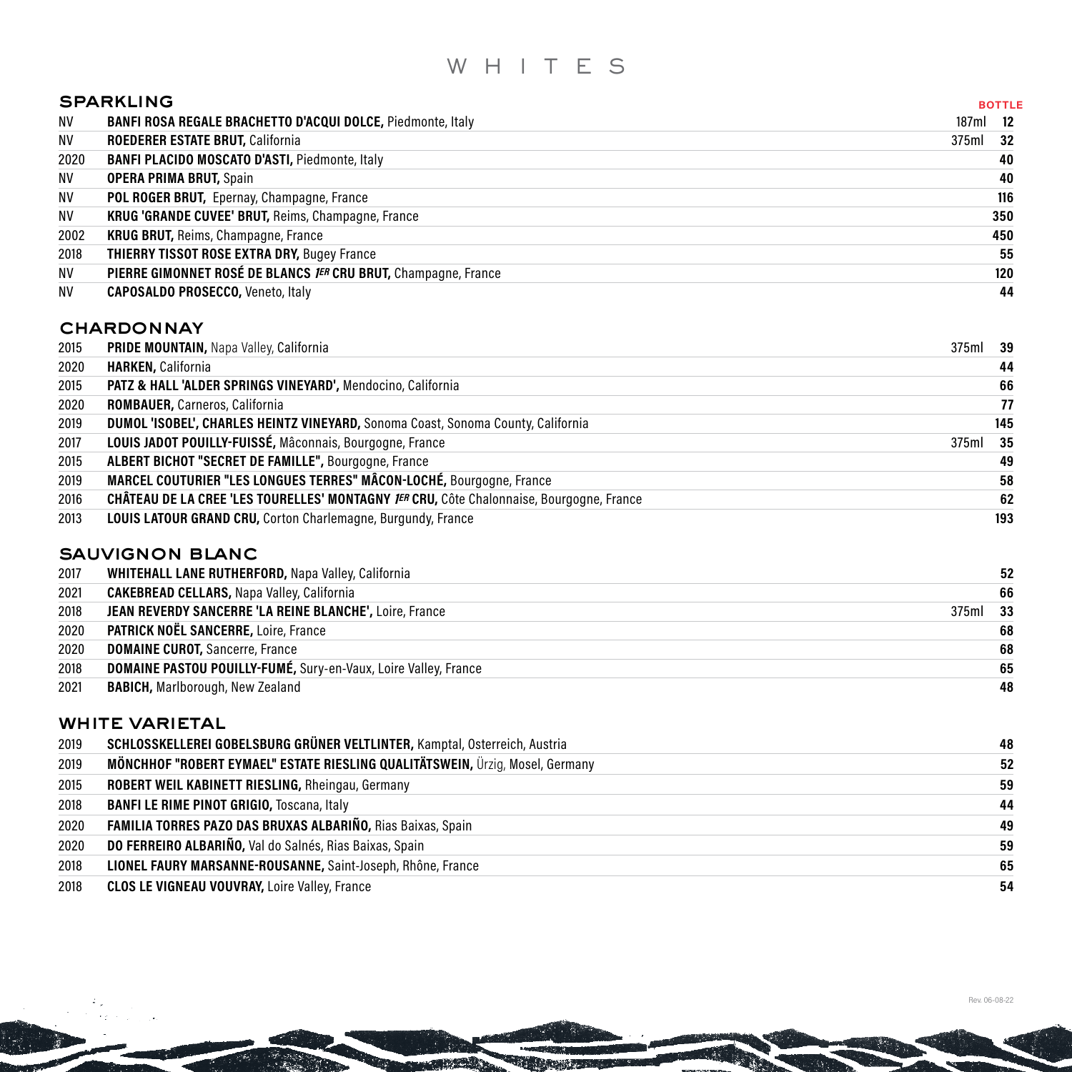# WHITES

## SPARKLING

| | | | BOTTLE |
|---|---|---|---|
| NV | **BANFI ROSA REGALE BRACHETTO D'ACQUI DOLCE,** Piedmonte, Italy | 187ml | **12** |
| NV | **ROEDERER ESTATE BRUT,** California | 375ml | **32** |
| 2020 | **BANFI PLACIDO MOSCATO D'ASTI,** Piedmonte, Italy | | **40** |
| NV | **OPERA PRIMA BRUT,** Spain | | **40** |
| NV | **POL ROGER BRUT,** Epernay, Champagne, France | | **116** |
| NV | **KRUG 'GRANDE CUVEE' BRUT,** Reims, Champagne, France | | **350** |
| 2002 | **KRUG BRUT,** Reims, Champagne, France | | **450** |
| 2018 | **THIERRY TISSOT ROSE EXTRA DRY,** Bugey France | | **55** |
| NV | **PIERRE GIMONNET ROSÉ DE BLANCS *1ER* CRU BRUT,** Champagne, France | | **120** |
| NV | **CAPOSALDO PROSECCO,** Veneto, Italy | | **44** |

## CHARDONNAY

| | | | |
|---|---|---|---|
| 2015 | **PRIDE MOUNTAIN,** Napa Valley, California | 375ml | **39** |
| 2020 | **HARKEN,** California | | **44** |
| 2015 | **PATZ & HALL 'ALDER SPRINGS VINEYARD',** Mendocino, California | | **66** |
| 2020 | **ROMBAUER,** Carneros, California | | **77** |
| 2019 | **DUMOL 'ISOBEL', CHARLES HEINTZ VINEYARD,** Sonoma Coast, Sonoma County, California | | **145** |
| 2017 | **LOUIS JADOT POUILLY-FUISSÉ,** Mâconnais, Bourgogne, France | 375ml | **35** |
| 2015 | **ALBERT BICHOT "SECRET DE FAMILLE",** Bourgogne, France | | **49** |
| 2019 | **MARCEL COUTURIER "LES LONGUES TERRES" MÂCON-LOCHÉ,** Bourgogne, France | | **58** |
| 2016 | **CHÂTEAU DE LA CREE 'LES TOURELLES' MONTAGNY *1ER* CRU,** Côte Chalonnaise, Bourgogne, France | | **62** |
| 2013 | **LOUIS LATOUR GRAND CRU,** Corton Charlemagne, Burgundy, France | | **193** |

## SAUVIGNON BLANC

| | | | |
|---|---|---|---|
| 2017 | **WHITEHALL LANE RUTHERFORD,** Napa Valley, California | | **52** |
| 2021 | **CAKEBREAD CELLARS,** Napa Valley, California | | **66** |
| 2018 | **JEAN REVERDY SANCERRE 'LA REINE BLANCHE',** Loire, France | 375ml | **33** |
| 2020 | **PATRICK NOËL SANCERRE,** Loire, France | | **68** |
| 2020 | **DOMAINE CUROT,** Sancerre, France | | **68** |
| 2018 | **DOMAINE PASTOU POUILLY-FUMÉ,** Sury-en-Vaux, Loire Valley, France | | **65** |
| 2021 | **BABICH,** Marlborough, New Zealand | | **48** |

## WHITE VARIETAL

| | | | |
|---|---|---|---|
| 2019 | **SCHLOSSKELLEREI GOBELSBURG GRÜNER VELTLINTER,** Kamptal, Osterreich, Austria | | **48** |
| 2019 | **MÖNCHHOF "ROBERT EYMAEL" ESTATE RIESLING QUALITÄTSWEIN,** Ürzig, Mosel, Germany | | **52** |
| 2015 | **ROBERT WEIL KABINETT RIESLING,** Rheingau, Germany | | **59** |
| 2018 | **BANFI LE RIME PINOT GRIGIO,** Toscana, Italy | | **44** |
| 2020 | **FAMILIA TORRES PAZO DAS BRUXAS ALBARIÑO,** Rias Baixas, Spain | | **49** |
| 2020 | **DO FERREIRO ALBARIÑO,** Val do Salnés, Rias Baixas, Spain | | **59** |
| 2018 | **LIONEL FAURY MARSANNE-ROUSANNE,** Saint-Joseph, Rhône, France | | **65** |
| 2018 | **CLOS LE VIGNEAU VOUVRAY,** Loire Valley, France | | **54** |

Rev. 06-08-22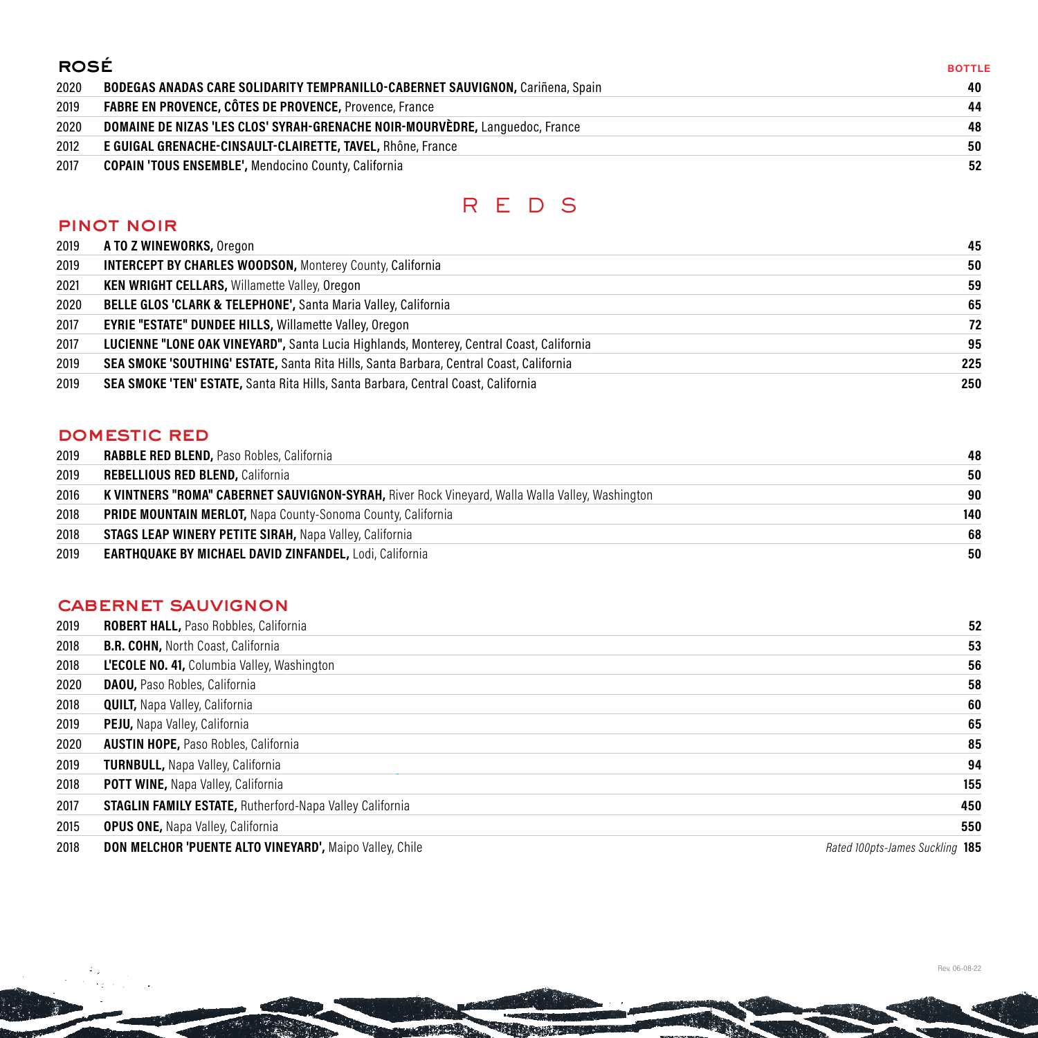## ROSÉ

| | | BOTTLE |
|---|---|---|
| 2020 | **BODEGAS ANADAS CARE SOLIDARITY TEMPRANILLO-CABERNET SAUVIGNON,** Cariñena, Spain | 40 |
| 2019 | **FABRE EN PROVENCE, CÔTES DE PROVENCE,** Provence, France | 44 |
| 2020 | **DOMAINE DE NIZAS 'LES CLOS' SYRAH-GRENACHE NOIR-MOURVÈDRE,** Languedoc, France | 48 |
| 2012 | **E GUIGAL GRENACHE-CINSAULT-CLAIRETTE, TAVEL,** Rhône, France | 50 |
| 2017 | **COPAIN 'TOUS ENSEMBLE',** Mendocino County, California | 52 |

# REDS

## PINOT NOIR

| | | |
|---|---|---|
| 2019 | **A TO Z WINEWORKS,** Oregon | 45 |
| 2019 | **INTERCEPT BY CHARLES WOODSON,** Monterey County, California | 50 |
| 2021 | **KEN WRIGHT CELLARS,** Willamette Valley, Oregon | 59 |
| 2020 | **BELLE GLOS 'CLARK & TELEPHONE',** Santa Maria Valley, California | 65 |
| 2017 | **EYRIE "ESTATE" DUNDEE HILLS,** Willamette Valley, Oregon | 72 |
| 2017 | **LUCIENNE "LONE OAK VINEYARD",** Santa Lucia Highlands, Monterey, Central Coast, California | 95 |
| 2019 | **SEA SMOKE 'SOUTHING' ESTATE,** Santa Rita Hills, Santa Barbara, Central Coast, California | 225 |
| 2019 | **SEA SMOKE 'TEN' ESTATE,** Santa Rita Hills, Santa Barbara, Central Coast, California | 250 |

## DOMESTIC RED

| | | |
|---|---|---|
| 2019 | **RABBLE RED BLEND,** Paso Robles, California | 48 |
| 2019 | **REBELLIOUS RED BLEND,** California | 50 |
| 2016 | **K VINTNERS "ROMA" CABERNET SAUVIGNON-SYRAH,** River Rock Vineyard, Walla Walla Valley, Washington | 90 |
| 2018 | **PRIDE MOUNTAIN MERLOT,** Napa County-Sonoma County, California | 140 |
| 2018 | **STAGS LEAP WINERY PETITE SIRAH,** Napa Valley, California | 68 |
| 2019 | **EARTHQUAKE BY MICHAEL DAVID ZINFANDEL,** Lodi, California | 50 |

## CABERNET SAUVIGNON

| | | |
|---|---|---|
| 2019 | **ROBERT HALL,** Paso Robbles, California | 52 |
| 2018 | **B.R. COHN,** North Coast, California | 53 |
| 2018 | **L'ECOLE NO. 41,** Columbia Valley, Washington | 56 |
| 2020 | **DAOU,** Paso Robles, California | 58 |
| 2018 | **QUILT,** Napa Valley, California | 60 |
| 2019 | **PEJU,** Napa Valley, California | 65 |
| 2020 | **AUSTIN HOPE,** Paso Robles, California | 85 |
| 2019 | **TURNBULL,** Napa Valley, California | 94 |
| 2018 | **POTT WINE,** Napa Valley, California | 155 |
| 2017 | **STAGLIN FAMILY ESTATE,** Rutherford-Napa Valley California | 450 |
| 2015 | **OPUS ONE,** Napa Valley, California | 550 |
| 2018 | **DON MELCHOR 'PUENTE ALTO VINEYARD',** Maipo Valley, Chile *Rated 100pts-James Suckling* | 185 |

Rev. 06-08-22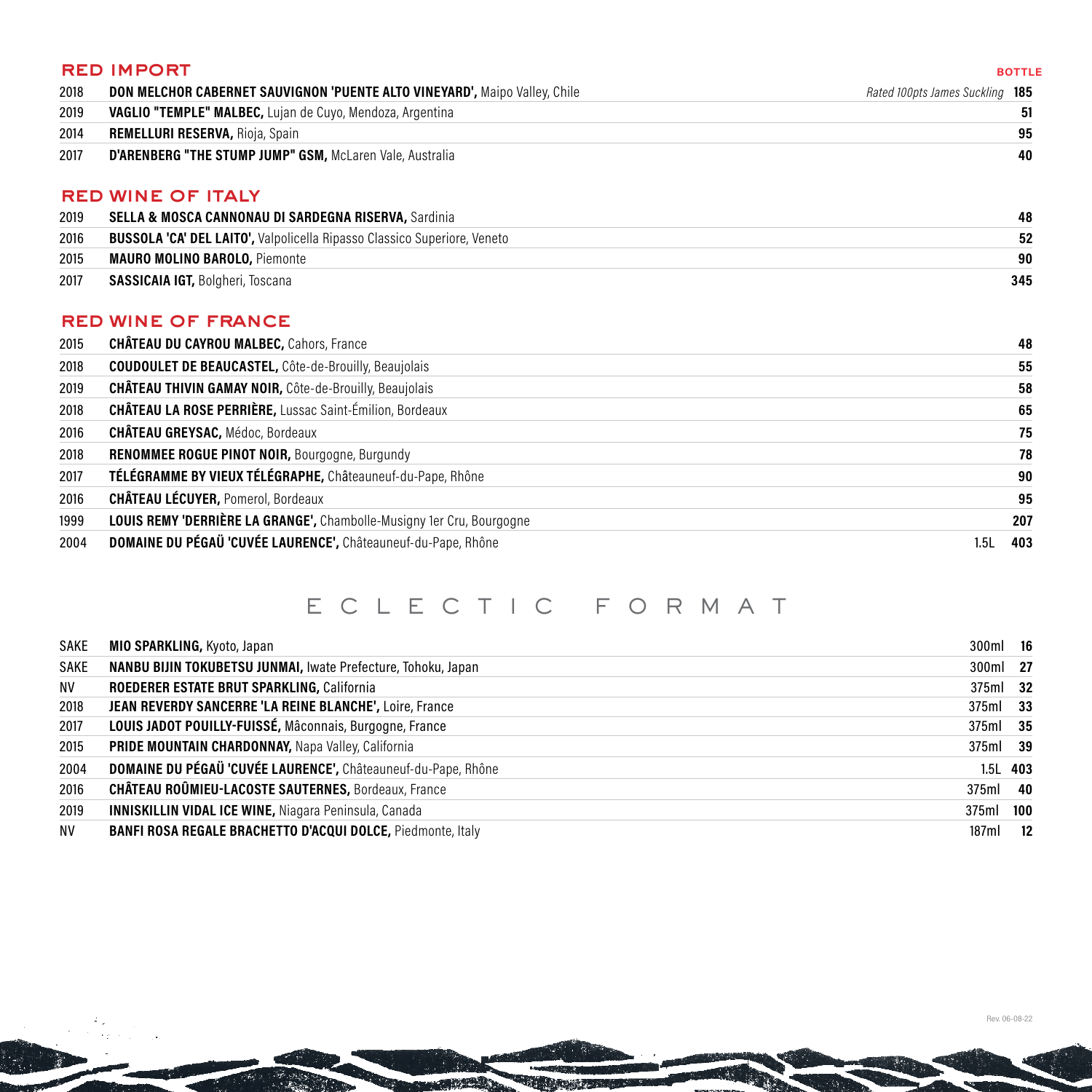## RED IMPORT

| | | | BOTTLE |
|---|---|---|---|
| 2018 | **DON MELCHOR CABERNET SAUVIGNON 'PUENTE ALTO VINEYARD',** Maipo Valley, Chile | *Rated 100pts James Suckling* | **185** |
| 2019 | **VAGLIO "TEMPLE" MALBEC,** Lujan de Cuyo, Mendoza, Argentina | | **51** |
| 2014 | **REMELLURI RESERVA,** Rioja, Spain | | **95** |
| 2017 | **D'ARENBERG "THE STUMP JUMP" GSM,** McLaren Vale, Australia | | **40** |

## RED WINE OF ITALY

| | | | |
|---|---|---|---|
| 2019 | **SELLA & MOSCA CANNONAU DI SARDEGNA RISERVA,** Sardinia | | **48** |
| 2016 | **BUSSOLA 'CA' DEL LAITO',** Valpolicella Ripasso Classico Superiore, Veneto | | **52** |
| 2015 | **MAURO MOLINO BAROLO,** Piemonte | | **90** |
| 2017 | **SASSICAIA IGT,** Bolgheri, Toscana | | **345** |

## RED WINE OF FRANCE

| | | | |
|---|---|---|---|
| 2015 | **CHÂTEAU DU CAYROU MALBEC,** Cahors, France | | **48** |
| 2018 | **COUDOULET DE BEAUCASTEL,** Côte-de-Brouilly, Beaujolais | | **55** |
| 2019 | **CHÂTEAU THIVIN GAMAY NOIR,** Côte-de-Brouilly, Beaujolais | | **58** |
| 2018 | **CHÂTEAU LA ROSE PERRIÈRE,** Lussac Saint-Émilion, Bordeaux | | **65** |
| 2016 | **CHÂTEAU GREYSAC,** Médoc, Bordeaux | | **75** |
| 2018 | **RENOMMEE ROGUE PINOT NOIR,** Bourgogne, Burgundy | | **78** |
| 2017 | **TÉLÉGRAMME BY VIEUX TÉLÉGRAPHE,** Châteauneuf-du-Pape, Rhône | | **90** |
| 2016 | **CHÂTEAU LÉCUYER,** Pomerol, Bordeaux | | **95** |
| 1999 | **LOUIS REMY 'DERRIÈRE LA GRANGE',** Chambolle-Musigny 1er Cru, Bourgogne | | **207** |
| 2004 | **DOMAINE DU PÉGAÜ 'CUVÉE LAURENCE',** Châteauneuf-du-Pape, Rhône | 1.5L | **403** |

# ECLECTIC FORMAT

| | | | |
|---|---|---|---|
| SAKE | **MIO SPARKLING,** Kyoto, Japan | 300ml | **16** |
| SAKE | **NANBU BIJIN TOKUBETSU JUNMAI,** Iwate Prefecture, Tohoku, Japan | 300ml | **27** |
| NV | **ROEDERER ESTATE BRUT SPARKLING,** California | 375ml | **32** |
| 2018 | **JEAN REVERDY SANCERRE 'LA REINE BLANCHE',** Loire, France | 375ml | **33** |
| 2017 | **LOUIS JADOT POUILLY-FUISSÉ,** Mâconnais, Burgogne, France | 375ml | **35** |
| 2015 | **PRIDE MOUNTAIN CHARDONNAY,** Napa Valley, California | 375ml | **39** |
| 2004 | **DOMAINE DU PÉGAÜ 'CUVÉE LAURENCE',** Châteauneuf-du-Pape, Rhône | 1.5L | **403** |
| 2016 | **CHÂTEAU ROÛMIEU-LACOSTE SAUTERNES,** Bordeaux, France | 375ml | **40** |
| 2019 | **INNISKILLIN VIDAL ICE WINE,** Niagara Peninsula, Canada | 375ml | **100** |
| NV | **BANFI ROSA REGALE BRACHETTO D'ACQUI DOLCE,** Piedmonte, Italy | 187ml | **12** |

Rev. 06-08-22